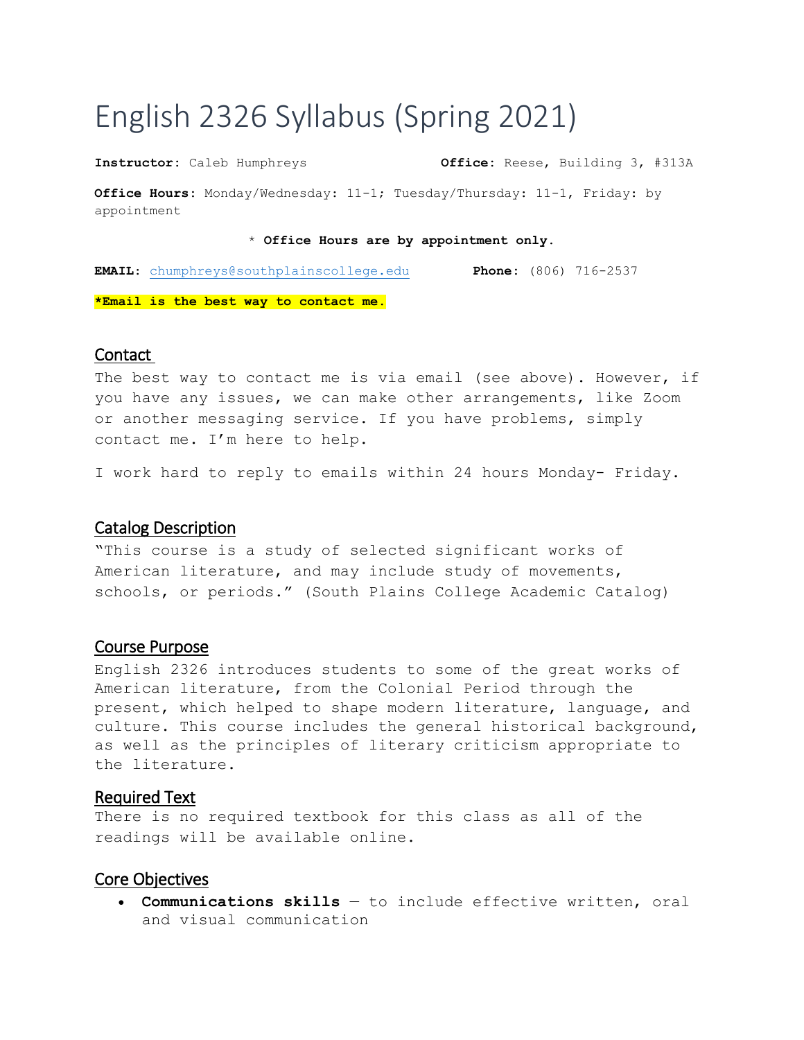# English 2326 Syllabus (Spring 2021)

**Instructor**: Caleb Humphreys **Office**: Reese, Building 3, #313A

**Office Hours**: Monday/Wednesday: 11-1; Tuesday/Thursday: 11-1, Friday: by appointment

\* **Office Hours are by appointment only.**

**EMAIL**: chumphreys@southplainscollege.edu **Phone**: (806) 716-2537

**\*Email is the best way to contact me.**

## Contact

The best way to contact me is via email (see above). However, if you have any issues, we can make other arrangements, like Zoom or another messaging service. If you have problems, simply contact me. I'm here to help.

I work hard to reply to emails within 24 hours Monday- Friday.

## Catalog Description

"This course is a study of selected significant works of American literature, and may include study of movements, schools, or periods." (South Plains College Academic Catalog)

## Course Purpose

English 2326 introduces students to some of the great works of American literature, from the Colonial Period through the present, which helped to shape modern literature, language, and culture. This course includes the general historical background, as well as the principles of literary criticism appropriate to the literature.

## Required Text

There is no required textbook for this class as all of the readings will be available online.

## Core Objectives

- **Communications skills** — to include effective written, oral and visual communication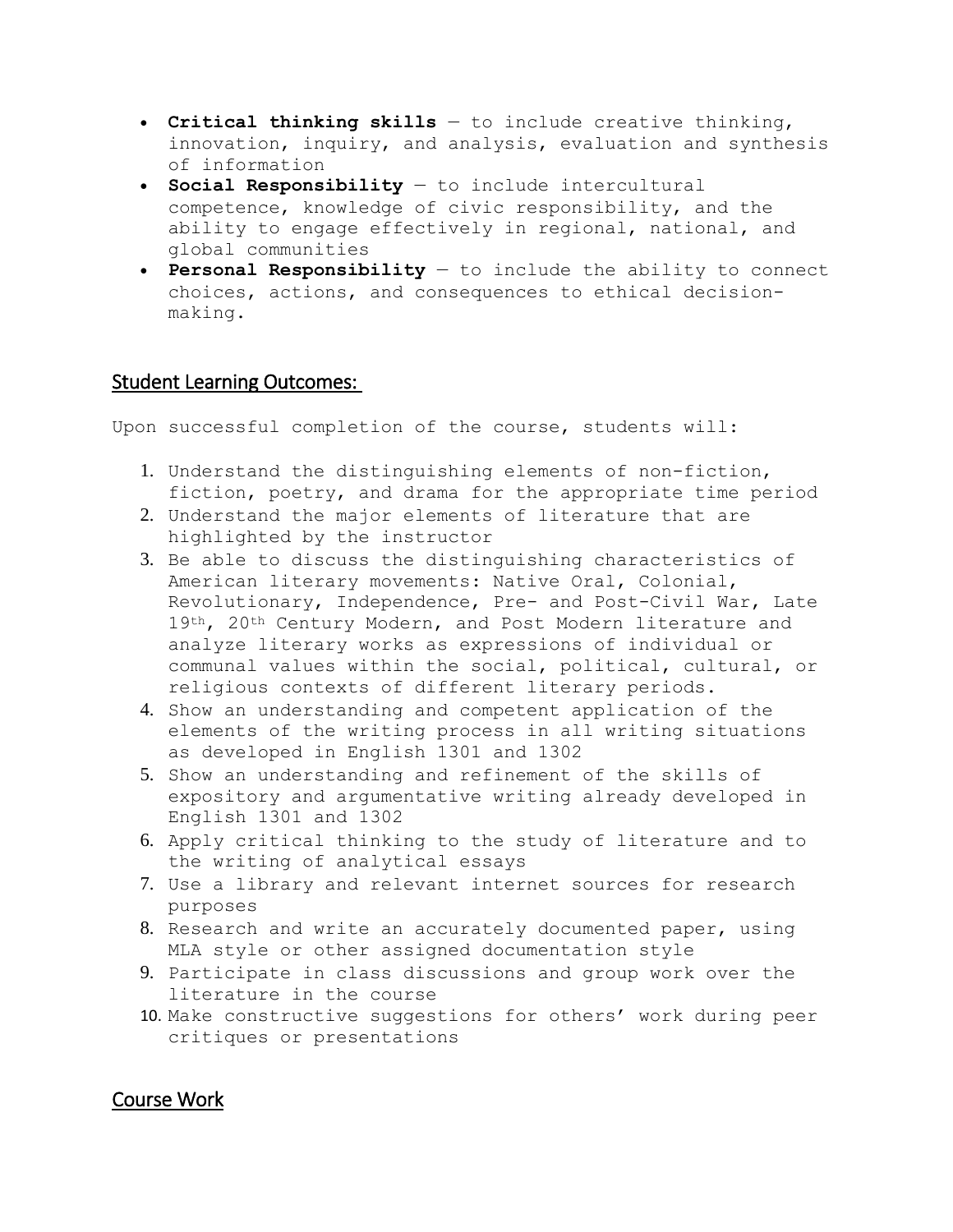- **Critical thinking skills** — to include creative thinking, innovation, inquiry, and analysis, evaluation and synthesis of information
- **Social Responsibility** — to include intercultural competence, knowledge of civic responsibility, and the ability to engage effectively in regional, national, and global communities
- **Personal Responsibility** — to include the ability to connect choices, actions, and consequences to ethical decision-making.

## Student Learning Outcomes:

Upon successful completion of the course, students will:

1. Understand the distinguishing elements of non-fiction, fiction, poetry, and drama for the appropriate time period
2. Understand the major elements of literature that are highlighted by the instructor
3. Be able to discuss the distinguishing characteristics of American literary movements: Native Oral, Colonial, Revolutionary, Independence, Pre- and Post-Civil War, Late 19th, 20th Century Modern, and Post Modern literature and analyze literary works as expressions of individual or communal values within the social, political, cultural, or religious contexts of different literary periods.
4. Show an understanding and competent application of the elements of the writing process in all writing situations as developed in English 1301 and 1302
5. Show an understanding and refinement of the skills of expository and argumentative writing already developed in English 1301 and 1302
6. Apply critical thinking to the study of literature and to the writing of analytical essays
7. Use a library and relevant internet sources for research purposes
8. Research and write an accurately documented paper, using MLA style or other assigned documentation style
9. Participate in class discussions and group work over the literature in the course
10. Make constructive suggestions for others' work during peer critiques or presentations

## Course Work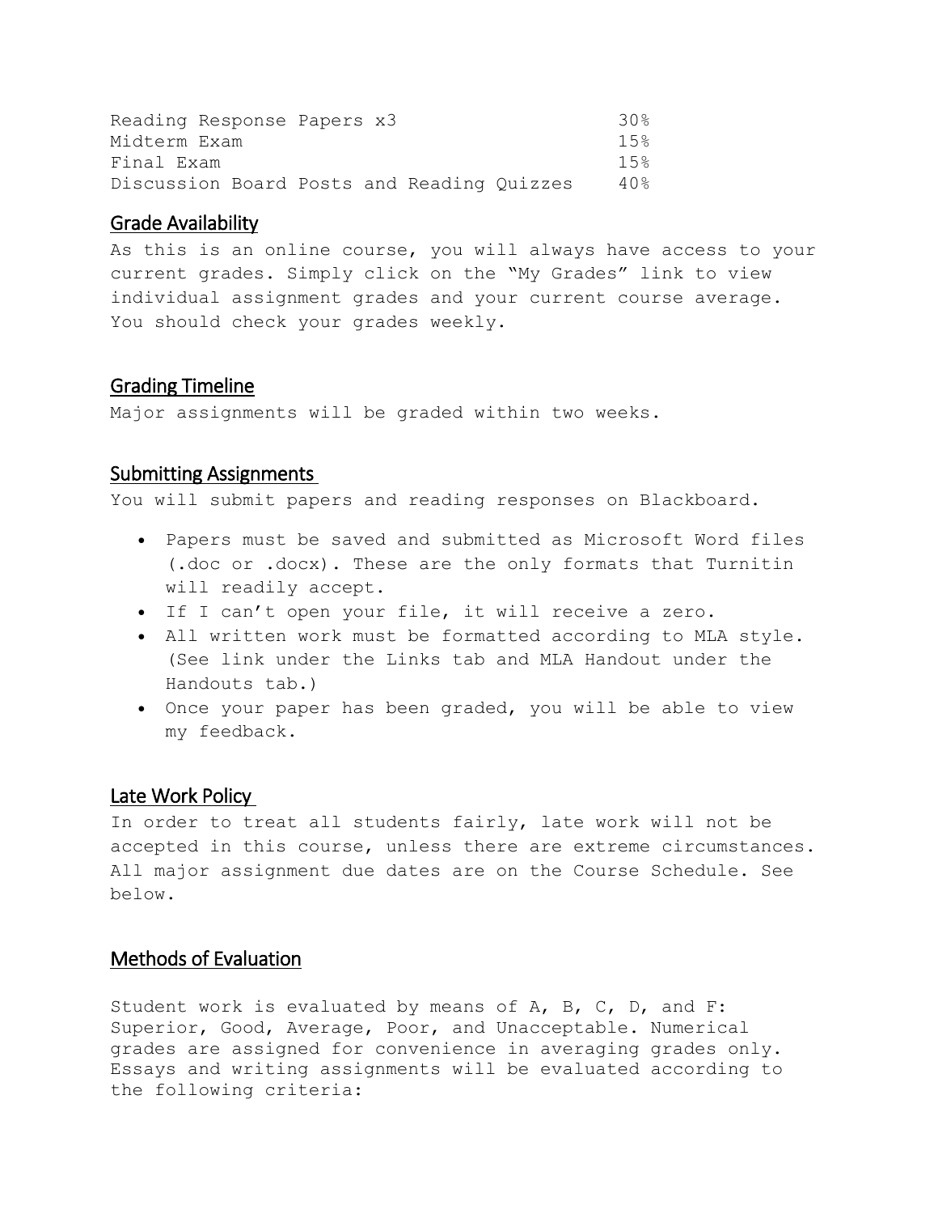| Assignment | Weight |
| --- | --- |
| Reading Response Papers x3 | 30% |
| Midterm Exam | 15% |
| Final Exam | 15% |
| Discussion Board Posts and Reading Quizzes | 40% |

## Grade Availability

As this is an online course, you will always have access to your current grades. Simply click on the "My Grades" link to view individual assignment grades and your current course average. You should check your grades weekly.

## Grading Timeline

Major assignments will be graded within two weeks.

## Submitting Assignments

You will submit papers and reading responses on Blackboard.

- Papers must be saved and submitted as Microsoft Word files (.doc or .docx). These are the only formats that Turnitin will readily accept.
- If I can't open your file, it will receive a zero.
- All written work must be formatted according to MLA style. (See link under the Links tab and MLA Handout under the Handouts tab.)
- Once your paper has been graded, you will be able to view my feedback.

## Late Work Policy

In order to treat all students fairly, late work will not be accepted in this course, unless there are extreme circumstances. All major assignment due dates are on the Course Schedule. See below.

## Methods of Evaluation

Student work is evaluated by means of A, B, C, D, and F: Superior, Good, Average, Poor, and Unacceptable. Numerical grades are assigned for convenience in averaging grades only. Essays and writing assignments will be evaluated according to the following criteria: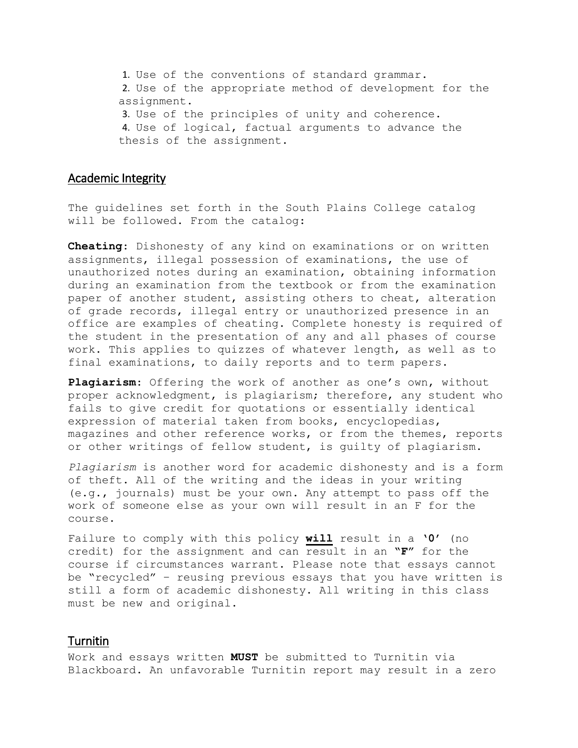1. Use of the conventions of standard grammar.
2. Use of the appropriate method of development for the assignment.
3. Use of the principles of unity and coherence.
4. Use of logical, factual arguments to advance the thesis of the assignment.

## Academic Integrity

The guidelines set forth in the South Plains College catalog will be followed. From the catalog:

**Cheating**: Dishonesty of any kind on examinations or on written assignments, illegal possession of examinations, the use of unauthorized notes during an examination, obtaining information during an examination from the textbook or from the examination paper of another student, assisting others to cheat, alteration of grade records, illegal entry or unauthorized presence in an office are examples of cheating. Complete honesty is required of the student in the presentation of any and all phases of course work. This applies to quizzes of whatever length, as well as to final examinations, to daily reports and to term papers.

**Plagiarism**: Offering the work of another as one's own, without proper acknowledgment, is plagiarism; therefore, any student who fails to give credit for quotations or essentially identical expression of material taken from books, encyclopedias, magazines and other reference works, or from the themes, reports or other writings of fellow student, is guilty of plagiarism.

*Plagiarism* is another word for academic dishonesty and is a form of theft. All of the writing and the ideas in your writing (e.g., journals) must be your own. Any attempt to pass off the work of someone else as your own will result in an F for the course.

Failure to comply with this policy <u>**will**</u> result in a **'0'** (no credit) for the assignment and can result in an **"F"** for the course if circumstances warrant. Please note that essays cannot be "recycled" – reusing previous essays that you have written is still a form of academic dishonesty. All writing in this class must be new and original.

## Turnitin

Work and essays written **MUST** be submitted to Turnitin via Blackboard. An unfavorable Turnitin report may result in a zero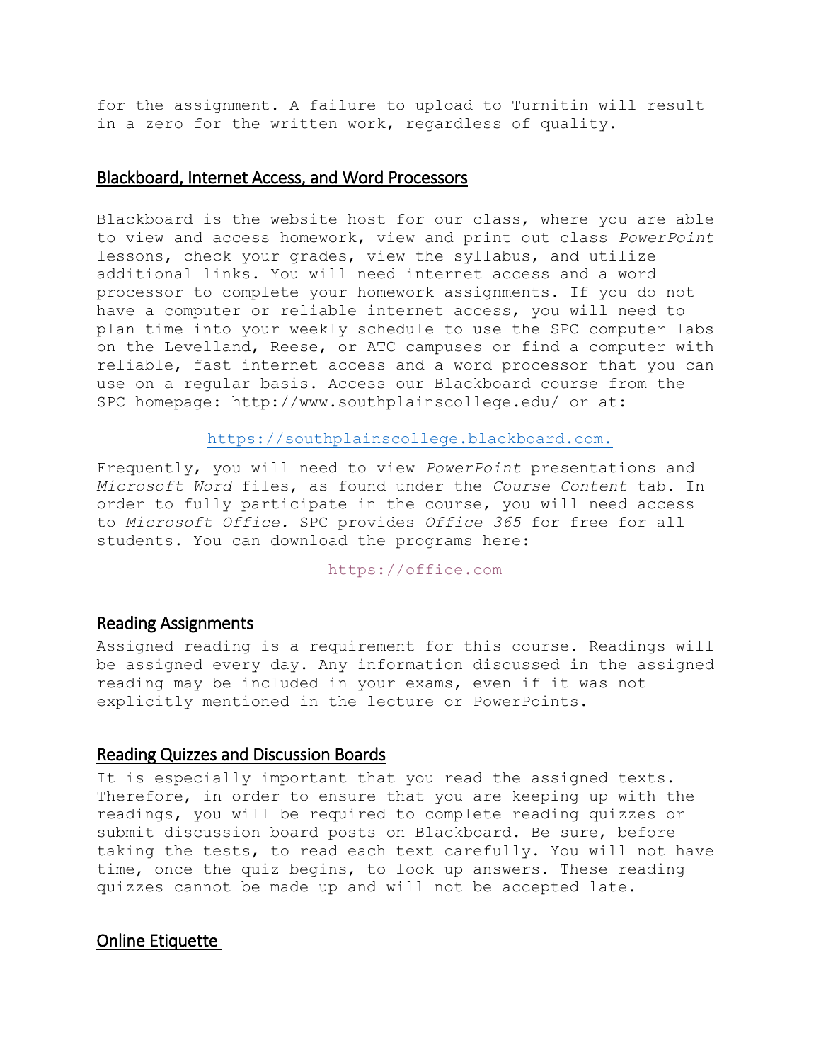for the assignment. A failure to upload to Turnitin will result in a zero for the written work, regardless of quality.

## Blackboard, Internet Access, and Word Processors

Blackboard is the website host for our class, where you are able to view and access homework, view and print out class *PowerPoint* lessons, check your grades, view the syllabus, and utilize additional links. You will need internet access and a word processor to complete your homework assignments. If you do not have a computer or reliable internet access, you will need to plan time into your weekly schedule to use the SPC computer labs on the Levelland, Reese, or ATC campuses or find a computer with reliable, fast internet access and a word processor that you can use on a regular basis. Access our Blackboard course from the SPC homepage: http://www.southplainscollege.edu/ or at:

https://southplainscollege.blackboard.com.

Frequently, you will need to view *PowerPoint* presentations and *Microsoft Word* files, as found under the *Course Content* tab. In order to fully participate in the course, you will need access to *Microsoft Office.* SPC provides *Office 365* for free for all students. You can download the programs here:

https://office.com

## Reading Assignments

Assigned reading is a requirement for this course. Readings will be assigned every day. Any information discussed in the assigned reading may be included in your exams, even if it was not explicitly mentioned in the lecture or PowerPoints.

## Reading Quizzes and Discussion Boards

It is especially important that you read the assigned texts. Therefore, in order to ensure that you are keeping up with the readings, you will be required to complete reading quizzes or submit discussion board posts on Blackboard. Be sure, before taking the tests, to read each text carefully. You will not have time, once the quiz begins, to look up answers. These reading quizzes cannot be made up and will not be accepted late.

## Online Etiquette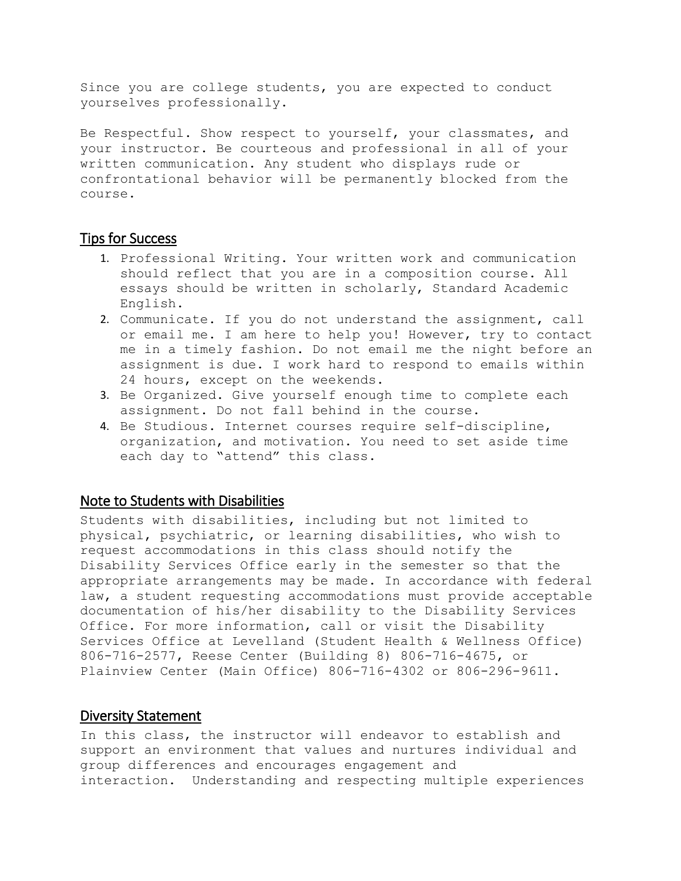Since you are college students, you are expected to conduct yourselves professionally.

Be Respectful. Show respect to yourself, your classmates, and your instructor. Be courteous and professional in all of your written communication. Any student who displays rude or confrontational behavior will be permanently blocked from the course.

## Tips for Success

1. Professional Writing. Your written work and communication should reflect that you are in a composition course. All essays should be written in scholarly, Standard Academic English.
2. Communicate. If you do not understand the assignment, call or email me. I am here to help you! However, try to contact me in a timely fashion. Do not email me the night before an assignment is due. I work hard to respond to emails within 24 hours, except on the weekends.
3. Be Organized. Give yourself enough time to complete each assignment. Do not fall behind in the course.
4. Be Studious. Internet courses require self-discipline, organization, and motivation. You need to set aside time each day to "attend" this class.

## Note to Students with Disabilities

Students with disabilities, including but not limited to physical, psychiatric, or learning disabilities, who wish to request accommodations in this class should notify the Disability Services Office early in the semester so that the appropriate arrangements may be made. In accordance with federal law, a student requesting accommodations must provide acceptable documentation of his/her disability to the Disability Services Office. For more information, call or visit the Disability Services Office at Levelland (Student Health & Wellness Office) 806-716-2577, Reese Center (Building 8) 806-716-4675, or Plainview Center (Main Office) 806-716-4302 or 806-296-9611.

## Diversity Statement

In this class, the instructor will endeavor to establish and support an environment that values and nurtures individual and group differences and encourages engagement and interaction. Understanding and respecting multiple experiences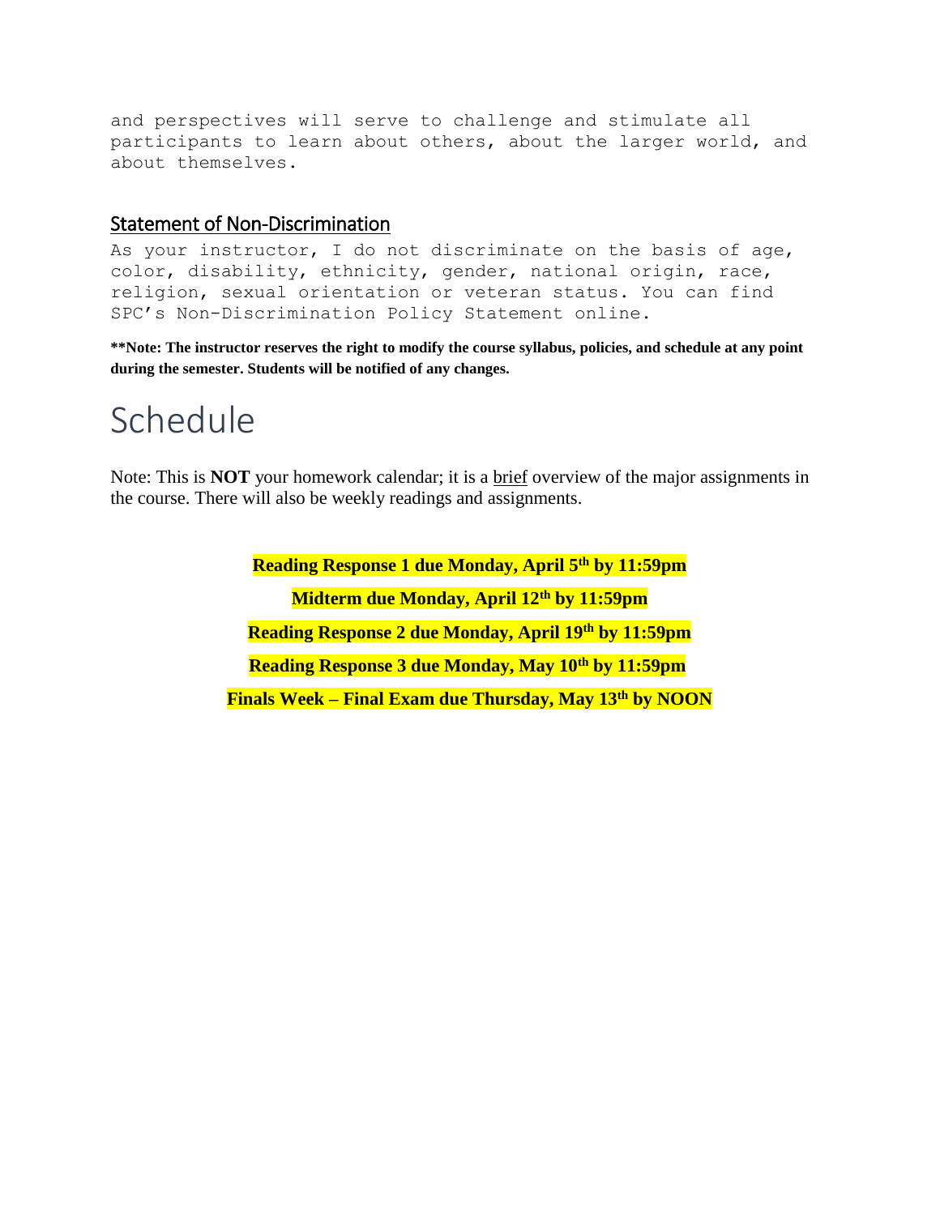and perspectives will serve to challenge and stimulate all participants to learn about others, about the larger world, and about themselves.

## Statement of Non-Discrimination

As your instructor, I do not discriminate on the basis of age, color, disability, ethnicity, gender, national origin, race, religion, sexual orientation or veteran status. You can find SPC's Non-Discrimination Policy Statement online.

**\*\*Note: The instructor reserves the right to modify the course syllabus, policies, and schedule at any point during the semester. Students will be notified of any changes.**

# Schedule

Note: This is **NOT** your homework calendar; it is a brief overview of the major assignments in the course. There will also be weekly readings and assignments.

**Reading Response 1 due Monday, April 5th by 11:59pm**

**Midterm due Monday, April 12th by 11:59pm**

**Reading Response 2 due Monday, April 19th by 11:59pm**

**Reading Response 3 due Monday, May 10th by 11:59pm**

**Finals Week – Final Exam due Thursday, May 13th by NOON**